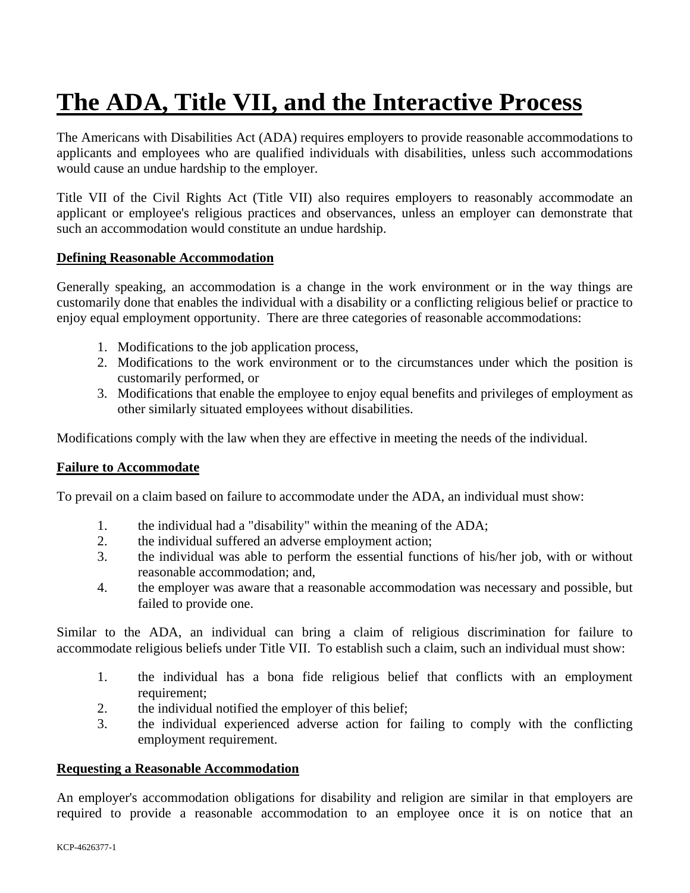# The ADA, Title VII, and the Interactive Process

The Americans with Disabilities Act (ADA) requires employers to provide reasonable accommodations to applicants and employees who are qualified individuals with disabilities, unless such accommodations would cause an undue hardship to the employer.

Title VII of the Civil Rights Act (Title VII) also requires employers to reasonably accommodate an applicant or employee's religious practices and observances, unless an employer can demonstrate that such an accommodation would constitute an undue hardship.

**Defining Reasonable Accommodation**

Generally speaking, an accommodation is a change in the work environment or in the way things are customarily done that enables the individual with a disability or a conflicting religious belief or practice to enjoy equal employment opportunity. There are three categories of reasonable accommodations:

1. Modifications to the job application process,
2. Modifications to the work environment or to the circumstances under which the position is customarily performed, or
3. Modifications that enable the employee to enjoy equal benefits and privileges of employment as other similarly situated employees without disabilities.

Modifications comply with the law when they are effective in meeting the needs of the individual.

**Failure to Accommodate**

To prevail on a claim based on failure to accommodate under the ADA, an individual must show:

1. the individual had a "disability" within the meaning of the ADA;
2. the individual suffered an adverse employment action;
3. the individual was able to perform the essential functions of his/her job, with or without reasonable accommodation; and,
4. the employer was aware that a reasonable accommodation was necessary and possible, but failed to provide one.

Similar to the ADA, an individual can bring a claim of religious discrimination for failure to accommodate religious beliefs under Title VII. To establish such a claim, such an individual must show:

1. the individual has a bona fide religious belief that conflicts with an employment requirement;
2. the individual notified the employer of this belief;
3. the individual experienced adverse action for failing to comply with the conflicting employment requirement.

**Requesting a Reasonable Accommodation**

An employer's accommodation obligations for disability and religion are similar in that employers are required to provide a reasonable accommodation to an employee once it is on notice that an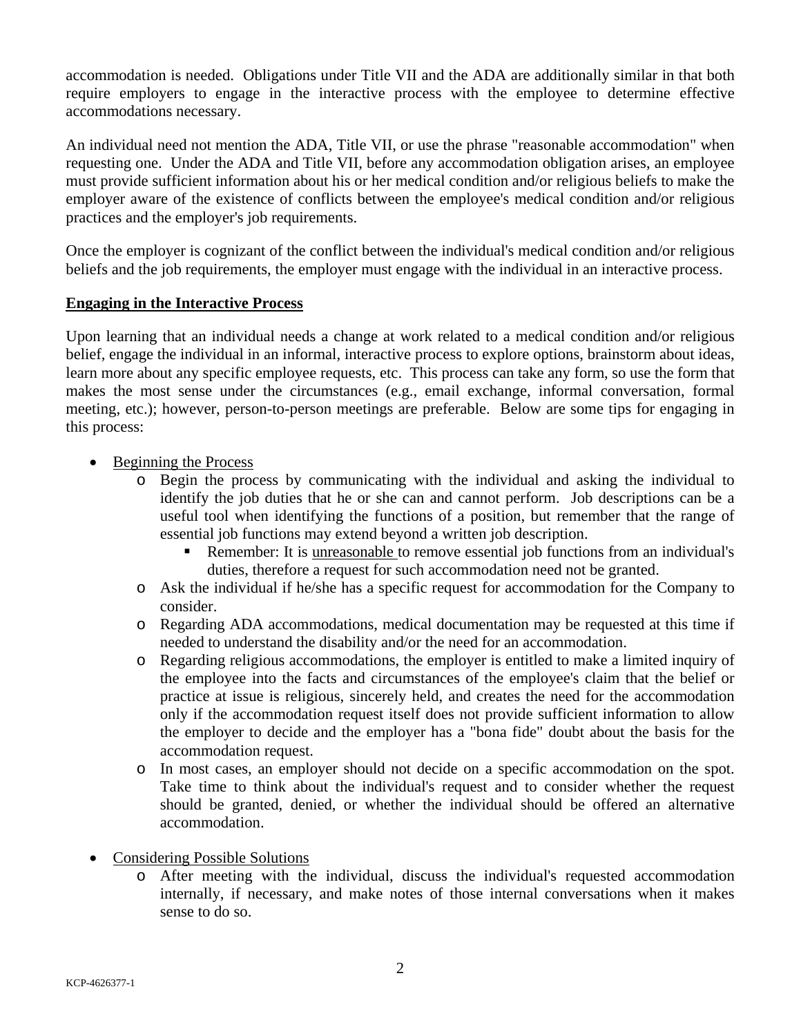accommodation is needed. Obligations under Title VII and the ADA are additionally similar in that both require employers to engage in the interactive process with the employee to determine effective accommodations necessary.

An individual need not mention the ADA, Title VII, or use the phrase "reasonable accommodation" when requesting one. Under the ADA and Title VII, before any accommodation obligation arises, an employee must provide sufficient information about his or her medical condition and/or religious beliefs to make the employer aware of the existence of conflicts between the employee's medical condition and/or religious practices and the employer's job requirements.

Once the employer is cognizant of the conflict between the individual's medical condition and/or religious beliefs and the job requirements, the employer must engage with the individual in an interactive process.

**Engaging in the Interactive Process**

Upon learning that an individual needs a change at work related to a medical condition and/or religious belief, engage the individual in an informal, interactive process to explore options, brainstorm about ideas, learn more about any specific employee requests, etc. This process can take any form, so use the form that makes the most sense under the circumstances (e.g., email exchange, informal conversation, formal meeting, etc.); however, person-to-person meetings are preferable. Below are some tips for engaging in this process:

- Beginning the Process
  - Begin the process by communicating with the individual and asking the individual to identify the job duties that he or she can and cannot perform. Job descriptions can be a useful tool when identifying the functions of a position, but remember that the range of essential job functions may extend beyond a written job description.
    - Remember: It is unreasonable to remove essential job functions from an individual's duties, therefore a request for such accommodation need not be granted.
  - Ask the individual if he/she has a specific request for accommodation for the Company to consider.
  - Regarding ADA accommodations, medical documentation may be requested at this time if needed to understand the disability and/or the need for an accommodation.
  - Regarding religious accommodations, the employer is entitled to make a limited inquiry of the employee into the facts and circumstances of the employee's claim that the belief or practice at issue is religious, sincerely held, and creates the need for the accommodation only if the accommodation request itself does not provide sufficient information to allow the employer to decide and the employer has a "bona fide" doubt about the basis for the accommodation request.
  - In most cases, an employer should not decide on a specific accommodation on the spot. Take time to think about the individual's request and to consider whether the request should be granted, denied, or whether the individual should be offered an alternative accommodation.

- Considering Possible Solutions
  - After meeting with the individual, discuss the individual's requested accommodation internally, if necessary, and make notes of those internal conversations when it makes sense to do so.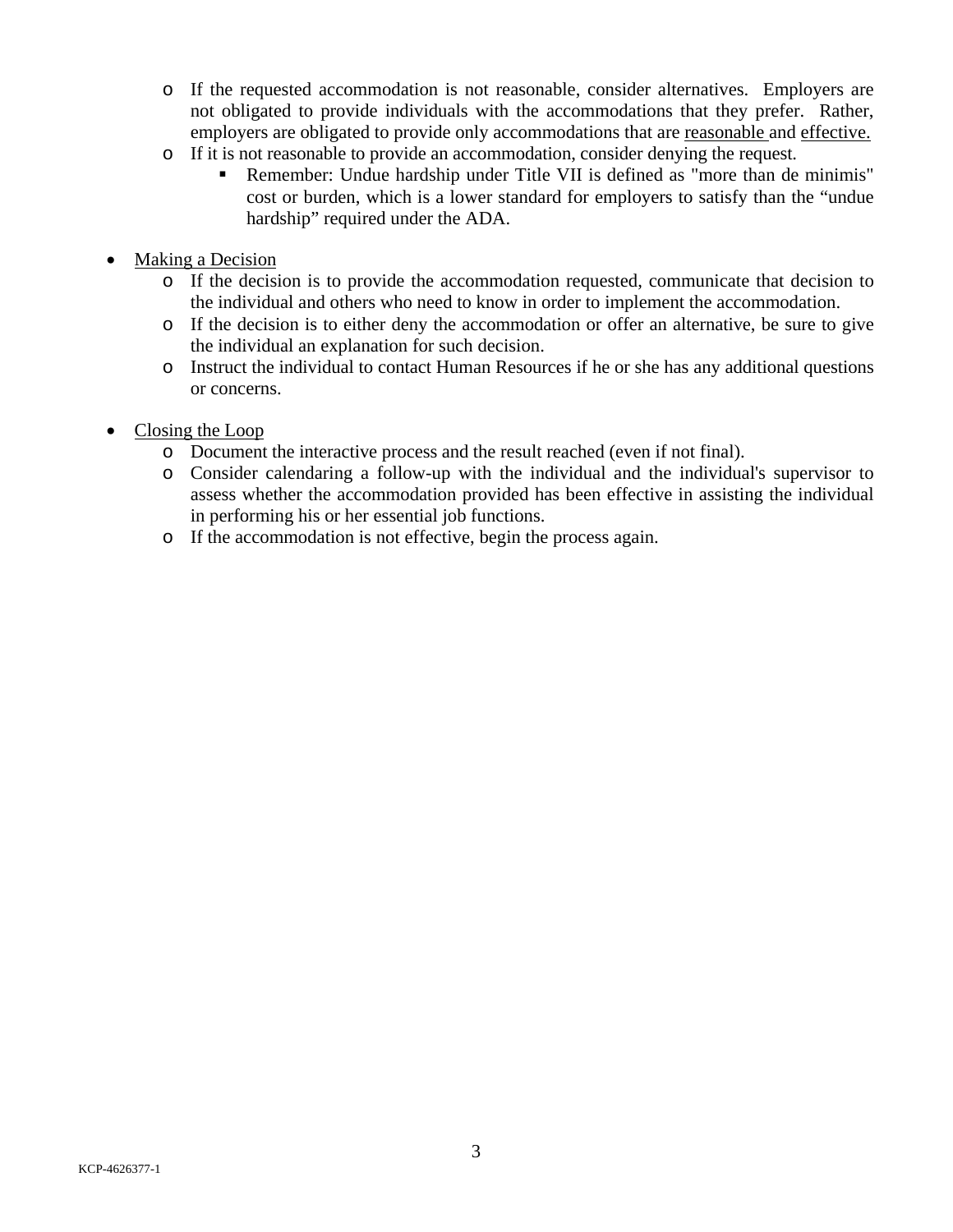- If the requested accommodation is not reasonable, consider alternatives. Employers are not obligated to provide individuals with the accommodations that they prefer. Rather, employers are obligated to provide only accommodations that are <u>reasonable</u> and <u>effective.</u>
    - If it is not reasonable to provide an accommodation, consider denying the request.
        - Remember: Undue hardship under Title VII is defined as "more than de minimis" cost or burden, which is a lower standard for employers to satisfy than the "undue hardship" required under the ADA.

- <u>Making a Decision</u>
    - If the decision is to provide the accommodation requested, communicate that decision to the individual and others who need to know in order to implement the accommodation.
    - If the decision is to either deny the accommodation or offer an alternative, be sure to give the individual an explanation for such decision.
    - Instruct the individual to contact Human Resources if he or she has any additional questions or concerns.

- <u>Closing the Loop</u>
    - Document the interactive process and the result reached (even if not final).
    - Consider calendaring a follow-up with the individual and the individual's supervisor to assess whether the accommodation provided has been effective in assisting the individual in performing his or her essential job functions.
    - If the accommodation is not effective, begin the process again.